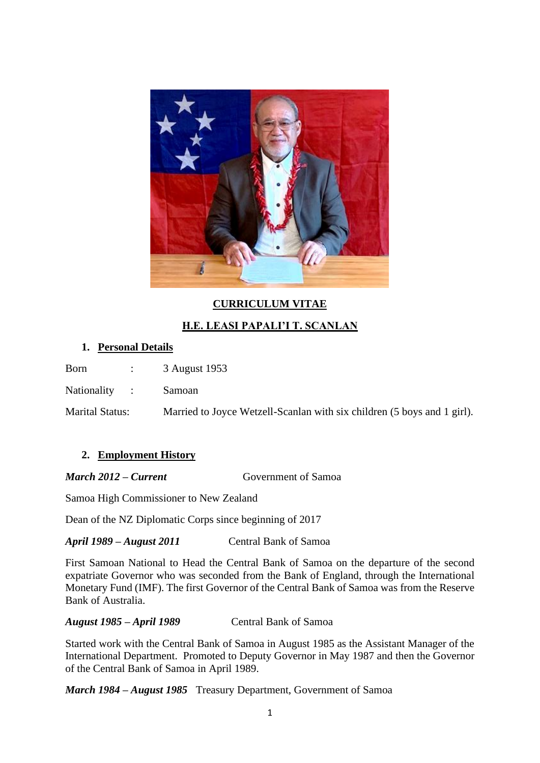# CURRICULUM VITAE

## H.E. LEASI PAPALI'I T. SCANLAN

### 1. Personal Details

Born : 3 August 1953

Nationality : Samoan

Marital Status: Married to Joyce Wetzell-Scanlan with six children (5 boys and 1 girl).

### 2. Employment History

***March 2012 – Current*** Government of Samoa

Samoa High Commissioner to New Zealand

Dean of the NZ Diplomatic Corps since beginning of 2017

***April 1989 – August 2011*** Central Bank of Samoa

First Samoan National to Head the Central Bank of Samoa on the departure of the second expatriate Governor who was seconded from the Bank of England, through the International Monetary Fund (IMF). The first Governor of the Central Bank of Samoa was from the Reserve Bank of Australia.

***August 1985 – April 1989*** Central Bank of Samoa

Started work with the Central Bank of Samoa in August 1985 as the Assistant Manager of the International Department. Promoted to Deputy Governor in May 1987 and then the Governor of the Central Bank of Samoa in April 1989.

***March 1984 – August 1985*** Treasury Department, Government of Samoa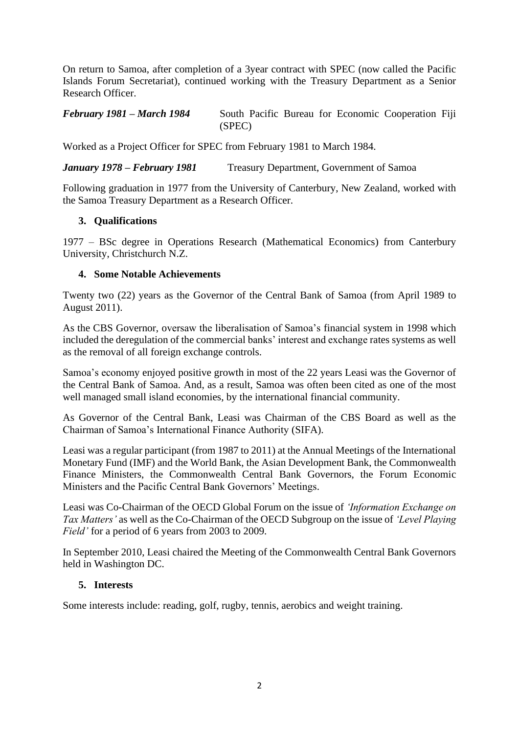On return to Samoa, after completion of a 3year contract with SPEC (now called the Pacific Islands Forum Secretariat), continued working with the Treasury Department as a Senior Research Officer.

***February 1981 – March 1984*** South Pacific Bureau for Economic Cooperation Fiji (SPEC)

Worked as a Project Officer for SPEC from February 1981 to March 1984.

***January 1978 – February 1981*** Treasury Department, Government of Samoa

Following graduation in 1977 from the University of Canterbury, New Zealand, worked with the Samoa Treasury Department as a Research Officer.

## 3. Qualifications

1977 – BSc degree in Operations Research (Mathematical Economics) from Canterbury University, Christchurch N.Z.

## 4. Some Notable Achievements

Twenty two (22) years as the Governor of the Central Bank of Samoa (from April 1989 to August 2011).

As the CBS Governor, oversaw the liberalisation of Samoa's financial system in 1998 which included the deregulation of the commercial banks' interest and exchange rates systems as well as the removal of all foreign exchange controls.

Samoa's economy enjoyed positive growth in most of the 22 years Leasi was the Governor of the Central Bank of Samoa. And, as a result, Samoa was often been cited as one of the most well managed small island economies, by the international financial community.

As Governor of the Central Bank, Leasi was Chairman of the CBS Board as well as the Chairman of Samoa's International Finance Authority (SIFA).

Leasi was a regular participant (from 1987 to 2011) at the Annual Meetings of the International Monetary Fund (IMF) and the World Bank, the Asian Development Bank, the Commonwealth Finance Ministers, the Commonwealth Central Bank Governors, the Forum Economic Ministers and the Pacific Central Bank Governors' Meetings.

Leasi was Co-Chairman of the OECD Global Forum on the issue of *'Information Exchange on Tax Matters'* as well as the Co-Chairman of the OECD Subgroup on the issue of *'Level Playing Field'* for a period of 6 years from 2003 to 2009.

In September 2010, Leasi chaired the Meeting of the Commonwealth Central Bank Governors held in Washington DC.

## 5. Interests

Some interests include: reading, golf, rugby, tennis, aerobics and weight training.